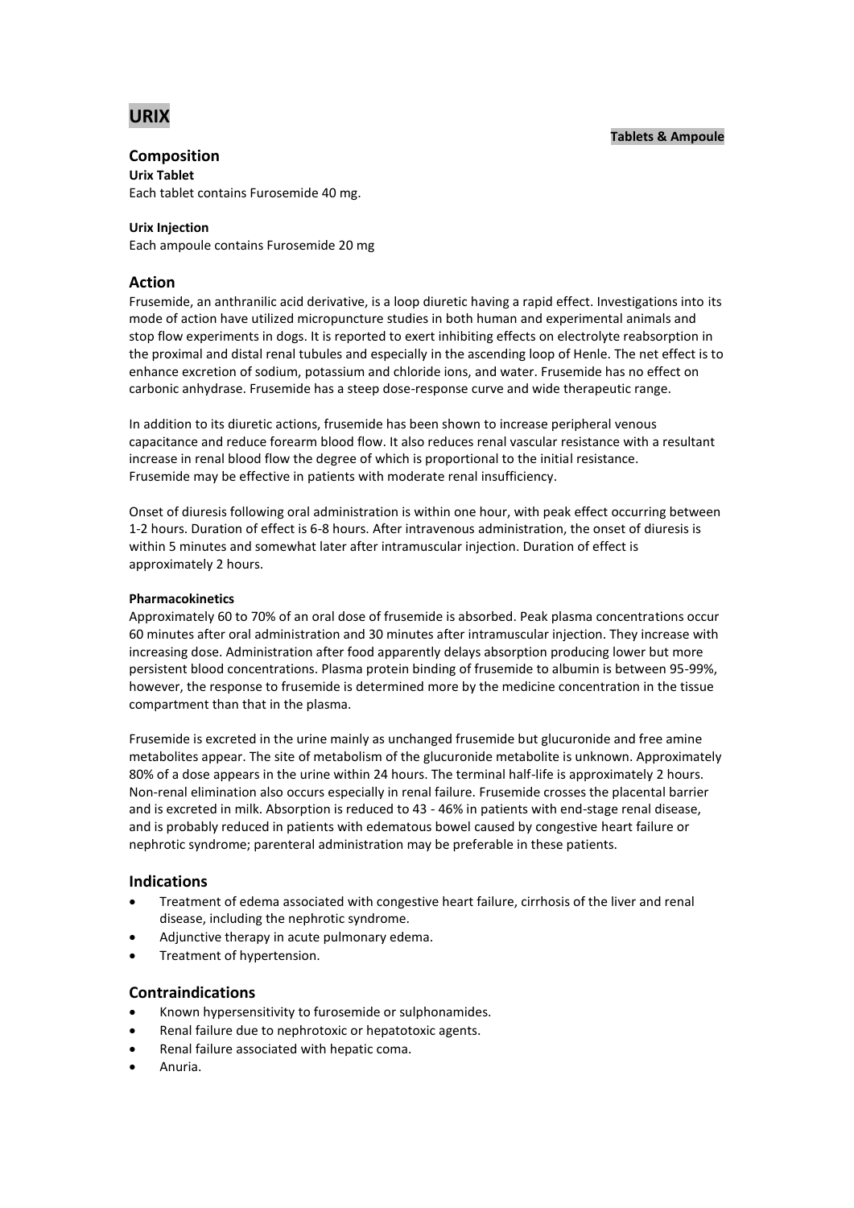# URIX

**Tablets & Ampoule**

## Composition

**Urix Tablet**

Each tablet contains Furosemide 40 mg.

**Urix Injection**

Each ampoule contains Furosemide 20 mg

## Action

Frusemide, an anthranilic acid derivative, is a loop diuretic having a rapid effect. Investigations into its mode of action have utilized micropuncture studies in both human and experimental animals and stop flow experiments in dogs. It is reported to exert inhibiting effects on electrolyte reabsorption in the proximal and distal renal tubules and especially in the ascending loop of Henle. The net effect is to enhance excretion of sodium, potassium and chloride ions, and water. Frusemide has no effect on carbonic anhydrase. Frusemide has a steep dose-response curve and wide therapeutic range.

In addition to its diuretic actions, frusemide has been shown to increase peripheral venous capacitance and reduce forearm blood flow. It also reduces renal vascular resistance with a resultant increase in renal blood flow the degree of which is proportional to the initial resistance. Frusemide may be effective in patients with moderate renal insufficiency.

Onset of diuresis following oral administration is within one hour, with peak effect occurring between 1-2 hours. Duration of effect is 6-8 hours. After intravenous administration, the onset of diuresis is within 5 minutes and somewhat later after intramuscular injection. Duration of effect is approximately 2 hours.

**Pharmacokinetics**

Approximately 60 to 70% of an oral dose of frusemide is absorbed. Peak plasma concentrations occur 60 minutes after oral administration and 30 minutes after intramuscular injection. They increase with increasing dose. Administration after food apparently delays absorption producing lower but more persistent blood concentrations. Plasma protein binding of frusemide to albumin is between 95-99%, however, the response to frusemide is determined more by the medicine concentration in the tissue compartment than that in the plasma.

Frusemide is excreted in the urine mainly as unchanged frusemide but glucuronide and free amine metabolites appear. The site of metabolism of the glucuronide metabolite is unknown. Approximately 80% of a dose appears in the urine within 24 hours. The terminal half-life is approximately 2 hours. Non-renal elimination also occurs especially in renal failure. Frusemide crosses the placental barrier and is excreted in milk. Absorption is reduced to 43 - 46% in patients with end-stage renal disease, and is probably reduced in patients with edematous bowel caused by congestive heart failure or nephrotic syndrome; parenteral administration may be preferable in these patients.

## Indications

- Treatment of edema associated with congestive heart failure, cirrhosis of the liver and renal disease, including the nephrotic syndrome.
- Adjunctive therapy in acute pulmonary edema.
- Treatment of hypertension.

## Contraindications

- Known hypersensitivity to furosemide or sulphonamides.
- Renal failure due to nephrotoxic or hepatotoxic agents.
- Renal failure associated with hepatic coma.
- Anuria.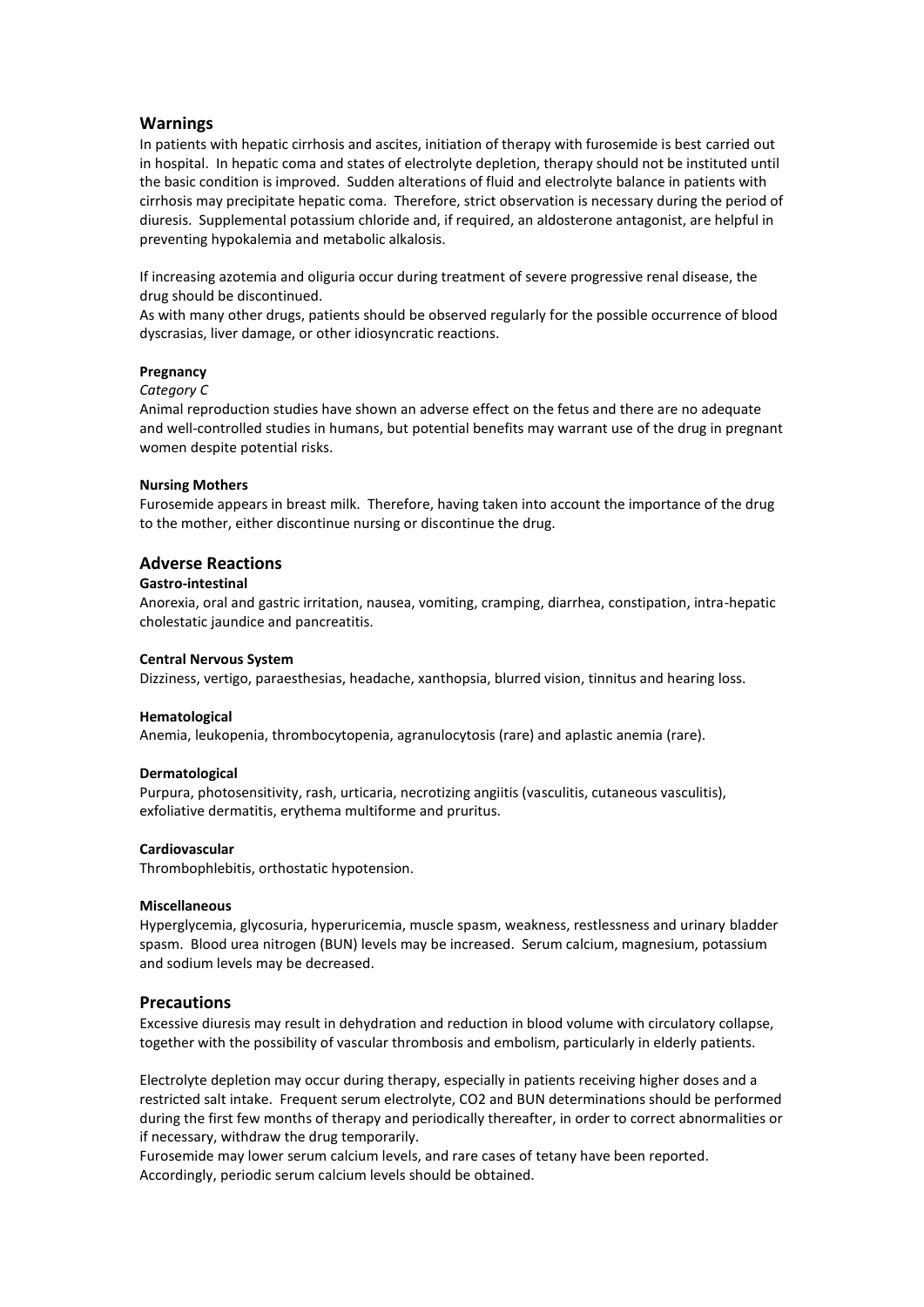## Warnings

In patients with hepatic cirrhosis and ascites, initiation of therapy with furosemide is best carried out in hospital. In hepatic coma and states of electrolyte depletion, therapy should not be instituted until the basic condition is improved. Sudden alterations of fluid and electrolyte balance in patients with cirrhosis may precipitate hepatic coma. Therefore, strict observation is necessary during the period of diuresis. Supplemental potassium chloride and, if required, an aldosterone antagonist, are helpful in preventing hypokalemia and metabolic alkalosis.

If increasing azotemia and oliguria occur during treatment of severe progressive renal disease, the drug should be discontinued.
As with many other drugs, patients should be observed regularly for the possible occurrence of blood dyscrasias, liver damage, or other idiosyncratic reactions.

**Pregnancy**
*Category C*
Animal reproduction studies have shown an adverse effect on the fetus and there are no adequate and well-controlled studies in humans, but potential benefits may warrant use of the drug in pregnant women despite potential risks.

**Nursing Mothers**
Furosemide appears in breast milk. Therefore, having taken into account the importance of the drug to the mother, either discontinue nursing or discontinue the drug.

## Adverse Reactions

**Gastro-intestinal**
Anorexia, oral and gastric irritation, nausea, vomiting, cramping, diarrhea, constipation, intra-hepatic cholestatic jaundice and pancreatitis.

**Central Nervous System**
Dizziness, vertigo, paraesthesias, headache, xanthopsia, blurred vision, tinnitus and hearing loss.

**Hematological**
Anemia, leukopenia, thrombocytopenia, agranulocytosis (rare) and aplastic anemia (rare).

**Dermatological**
Purpura, photosensitivity, rash, urticaria, necrotizing angiitis (vasculitis, cutaneous vasculitis), exfoliative dermatitis, erythema multiforme and pruritus.

**Cardiovascular**
Thrombophlebitis, orthostatic hypotension.

**Miscellaneous**
Hyperglycemia, glycosuria, hyperuricemia, muscle spasm, weakness, restlessness and urinary bladder spasm. Blood urea nitrogen (BUN) levels may be increased. Serum calcium, magnesium, potassium and sodium levels may be decreased.

## Precautions

Excessive diuresis may result in dehydration and reduction in blood volume with circulatory collapse, together with the possibility of vascular thrombosis and embolism, particularly in elderly patients.

Electrolyte depletion may occur during therapy, especially in patients receiving higher doses and a restricted salt intake. Frequent serum electrolyte, $CO_2$ and BUN determinations should be performed during the first few months of therapy and periodically thereafter, in order to correct abnormalities or if necessary, withdraw the drug temporarily.
Furosemide may lower serum calcium levels, and rare cases of tetany have been reported. Accordingly, periodic serum calcium levels should be obtained.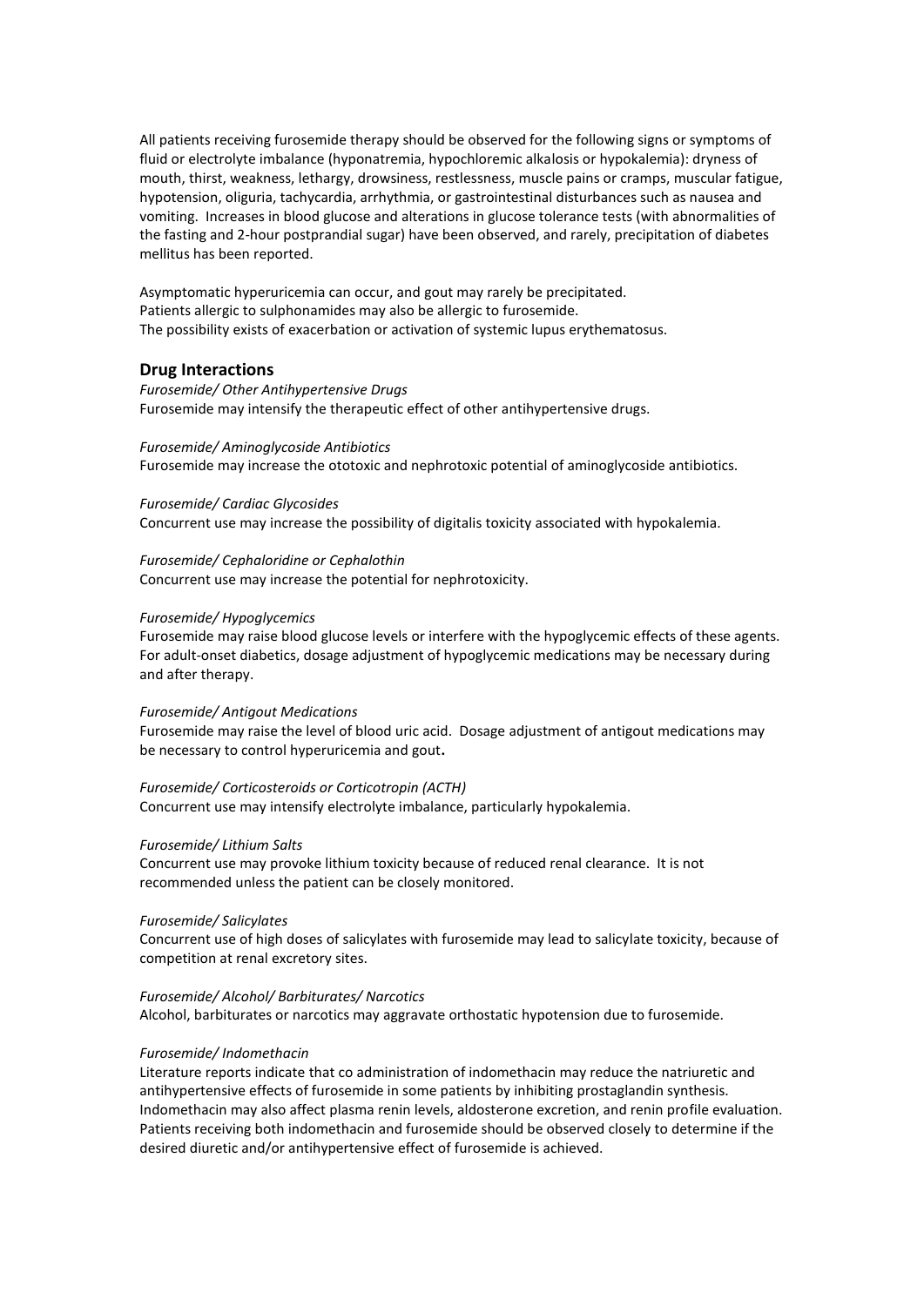All patients receiving furosemide therapy should be observed for the following signs or symptoms of fluid or electrolyte imbalance (hyponatremia, hypochloremic alkalosis or hypokalemia): dryness of mouth, thirst, weakness, lethargy, drowsiness, restlessness, muscle pains or cramps, muscular fatigue, hypotension, oliguria, tachycardia, arrhythmia, or gastrointestinal disturbances such as nausea and vomiting. Increases in blood glucose and alterations in glucose tolerance tests (with abnormalities of the fasting and 2-hour postprandial sugar) have been observed, and rarely, precipitation of diabetes mellitus has been reported.

Asymptomatic hyperuricemia can occur, and gout may rarely be precipitated.
Patients allergic to sulphonamides may also be allergic to furosemide.
The possibility exists of exacerbation or activation of systemic lupus erythematosus.

## Drug Interactions

*Furosemide/ Other Antihypertensive Drugs*
Furosemide may intensify the therapeutic effect of other antihypertensive drugs.

*Furosemide/ Aminoglycoside Antibiotics*
Furosemide may increase the ototoxic and nephrotoxic potential of aminoglycoside antibiotics.

*Furosemide/ Cardiac Glycosides*
Concurrent use may increase the possibility of digitalis toxicity associated with hypokalemia.

*Furosemide/ Cephaloridine or Cephalothin*
Concurrent use may increase the potential for nephrotoxicity.

*Furosemide/ Hypoglycemics*
Furosemide may raise blood glucose levels or interfere with the hypoglycemic effects of these agents. For adult-onset diabetics, dosage adjustment of hypoglycemic medications may be necessary during and after therapy.

*Furosemide/ Antigout Medications*
Furosemide may raise the level of blood uric acid. Dosage adjustment of antigout medications may be necessary to control hyperuricemia and gout**.**

*Furosemide/ Corticosteroids or Corticotropin (ACTH)*
Concurrent use may intensify electrolyte imbalance, particularly hypokalemia.

*Furosemide/ Lithium Salts*
Concurrent use may provoke lithium toxicity because of reduced renal clearance. It is not recommended unless the patient can be closely monitored.

*Furosemide/ Salicylates*
Concurrent use of high doses of salicylates with furosemide may lead to salicylate toxicity, because of competition at renal excretory sites.

*Furosemide/ Alcohol/ Barbiturates/ Narcotics*
Alcohol, barbiturates or narcotics may aggravate orthostatic hypotension due to furosemide.

*Furosemide/ Indomethacin*
Literature reports indicate that co administration of indomethacin may reduce the natriuretic and antihypertensive effects of furosemide in some patients by inhibiting prostaglandin synthesis. Indomethacin may also affect plasma renin levels, aldosterone excretion, and renin profile evaluation. Patients receiving both indomethacin and furosemide should be observed closely to determine if the desired diuretic and/or antihypertensive effect of furosemide is achieved.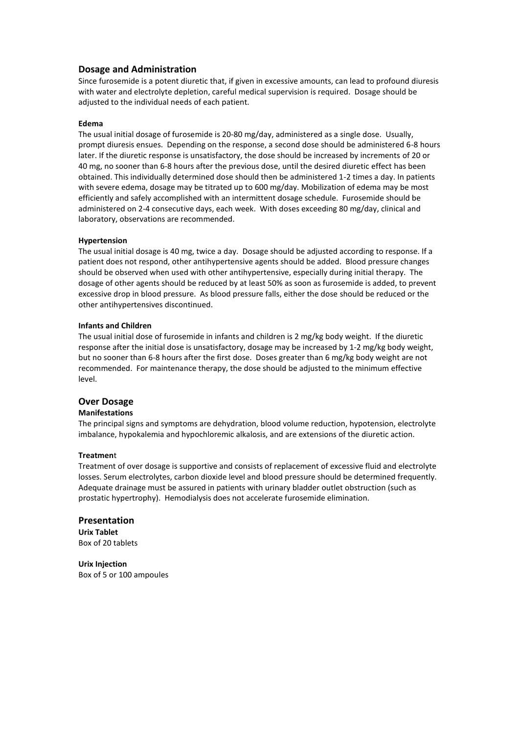## Dosage and Administration

Since furosemide is a potent diuretic that, if given in excessive amounts, can lead to profound diuresis with water and electrolyte depletion, careful medical supervision is required. Dosage should be adjusted to the individual needs of each patient.

### Edema

The usual initial dosage of furosemide is 20-80 mg/day, administered as a single dose. Usually, prompt diuresis ensues. Depending on the response, a second dose should be administered 6-8 hours later. If the diuretic response is unsatisfactory, the dose should be increased by increments of 20 or 40 mg, no sooner than 6-8 hours after the previous dose, until the desired diuretic effect has been obtained. This individually determined dose should then be administered 1-2 times a day. In patients with severe edema, dosage may be titrated up to 600 mg/day. Mobilization of edema may be most efficiently and safely accomplished with an intermittent dosage schedule. Furosemide should be administered on 2-4 consecutive days, each week. With doses exceeding 80 mg/day, clinical and laboratory, observations are recommended.

### Hypertension

The usual initial dosage is 40 mg, twice a day. Dosage should be adjusted according to response. If a patient does not respond, other antihypertensive agents should be added. Blood pressure changes should be observed when used with other antihypertensive, especially during initial therapy. The dosage of other agents should be reduced by at least 50% as soon as furosemide is added, to prevent excessive drop in blood pressure. As blood pressure falls, either the dose should be reduced or the other antihypertensives discontinued.

### Infants and Children

The usual initial dose of furosemide in infants and children is 2 mg/kg body weight. If the diuretic response after the initial dose is unsatisfactory, dosage may be increased by 1-2 mg/kg body weight, but no sooner than 6-8 hours after the first dose. Doses greater than 6 mg/kg body weight are not recommended. For maintenance therapy, the dose should be adjusted to the minimum effective level.

## Over Dosage

### Manifestations

The principal signs and symptoms are dehydration, blood volume reduction, hypotension, electrolyte imbalance, hypokalemia and hypochloremic alkalosis, and are extensions of the diuretic action.

### Treatment

Treatment of over dosage is supportive and consists of replacement of excessive fluid and electrolyte losses. Serum electrolytes, carbon dioxide level and blood pressure should be determined frequently. Adequate drainage must be assured in patients with urinary bladder outlet obstruction (such as prostatic hypertrophy). Hemodialysis does not accelerate furosemide elimination.

## Presentation

**Urix Tablet**
Box of 20 tablets

**Urix Injection**
Box of 5 or 100 ampoules